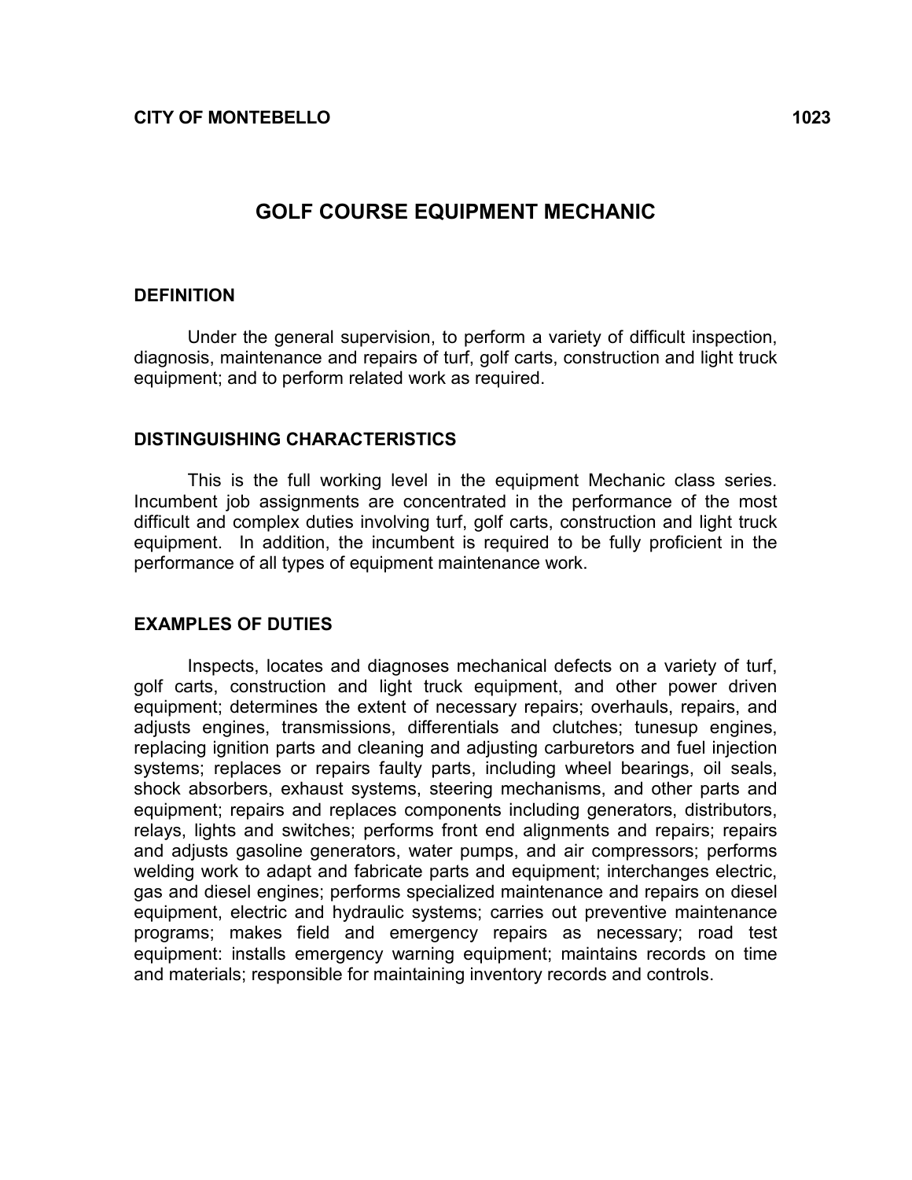**CITY OF MONTEBELLO** **1023**

# GOLF COURSE EQUIPMENT MECHANIC

## DEFINITION

Under the general supervision, to perform a variety of difficult inspection, diagnosis, maintenance and repairs of turf, golf carts, construction and light truck equipment; and to perform related work as required.

## DISTINGUISHING CHARACTERISTICS

This is the full working level in the equipment Mechanic class series. Incumbent job assignments are concentrated in the performance of the most difficult and complex duties involving turf, golf carts, construction and light truck equipment. In addition, the incumbent is required to be fully proficient in the performance of all types of equipment maintenance work.

## EXAMPLES OF DUTIES

Inspects, locates and diagnoses mechanical defects on a variety of turf, golf carts, construction and light truck equipment, and other power driven equipment; determines the extent of necessary repairs; overhauls, repairs, and adjusts engines, transmissions, differentials and clutches; tunesup engines, replacing ignition parts and cleaning and adjusting carburetors and fuel injection systems; replaces or repairs faulty parts, including wheel bearings, oil seals, shock absorbers, exhaust systems, steering mechanisms, and other parts and equipment; repairs and replaces components including generators, distributors, relays, lights and switches; performs front end alignments and repairs; repairs and adjusts gasoline generators, water pumps, and air compressors; performs welding work to adapt and fabricate parts and equipment; interchanges electric, gas and diesel engines; performs specialized maintenance and repairs on diesel equipment, electric and hydraulic systems; carries out preventive maintenance programs; makes field and emergency repairs as necessary; road test equipment: installs emergency warning equipment; maintains records on time and materials; responsible for maintaining inventory records and controls.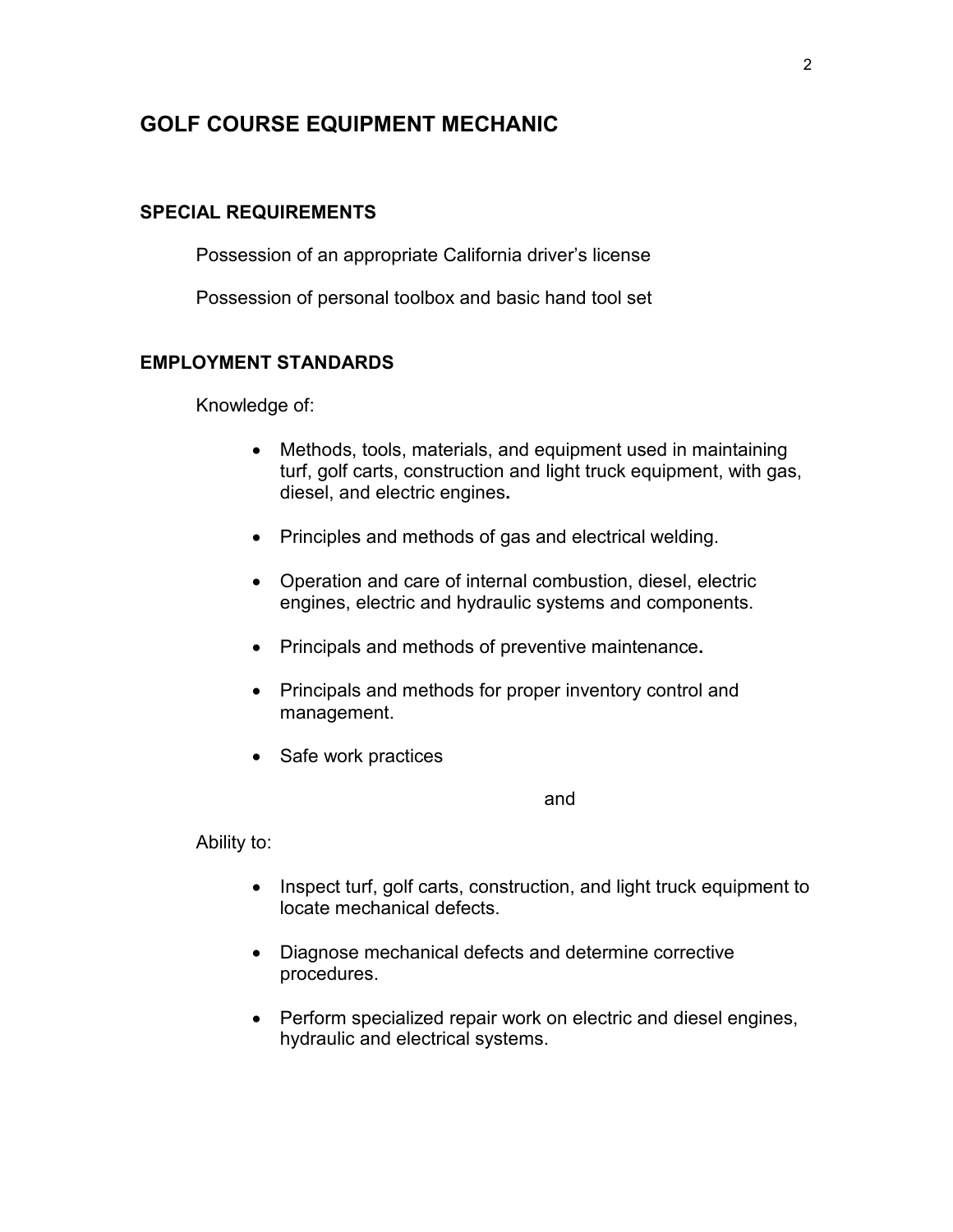# GOLF COURSE EQUIPMENT MECHANIC

## SPECIAL REQUIREMENTS

Possession of an appropriate California driver's license

Possession of personal toolbox and basic hand tool set

## EMPLOYMENT STANDARDS

Knowledge of:

- Methods, tools, materials, and equipment used in maintaining turf, golf carts, construction and light truck equipment, with gas, diesel, and electric engines**.**
- Principles and methods of gas and electrical welding.
- Operation and care of internal combustion, diesel, electric engines, electric and hydraulic systems and components.
- Principals and methods of preventive maintenance**.**
- Principals and methods for proper inventory control and management.
- Safe work practices

and

Ability to:

- Inspect turf, golf carts, construction, and light truck equipment to locate mechanical defects.
- Diagnose mechanical defects and determine corrective procedures.
- Perform specialized repair work on electric and diesel engines, hydraulic and electrical systems.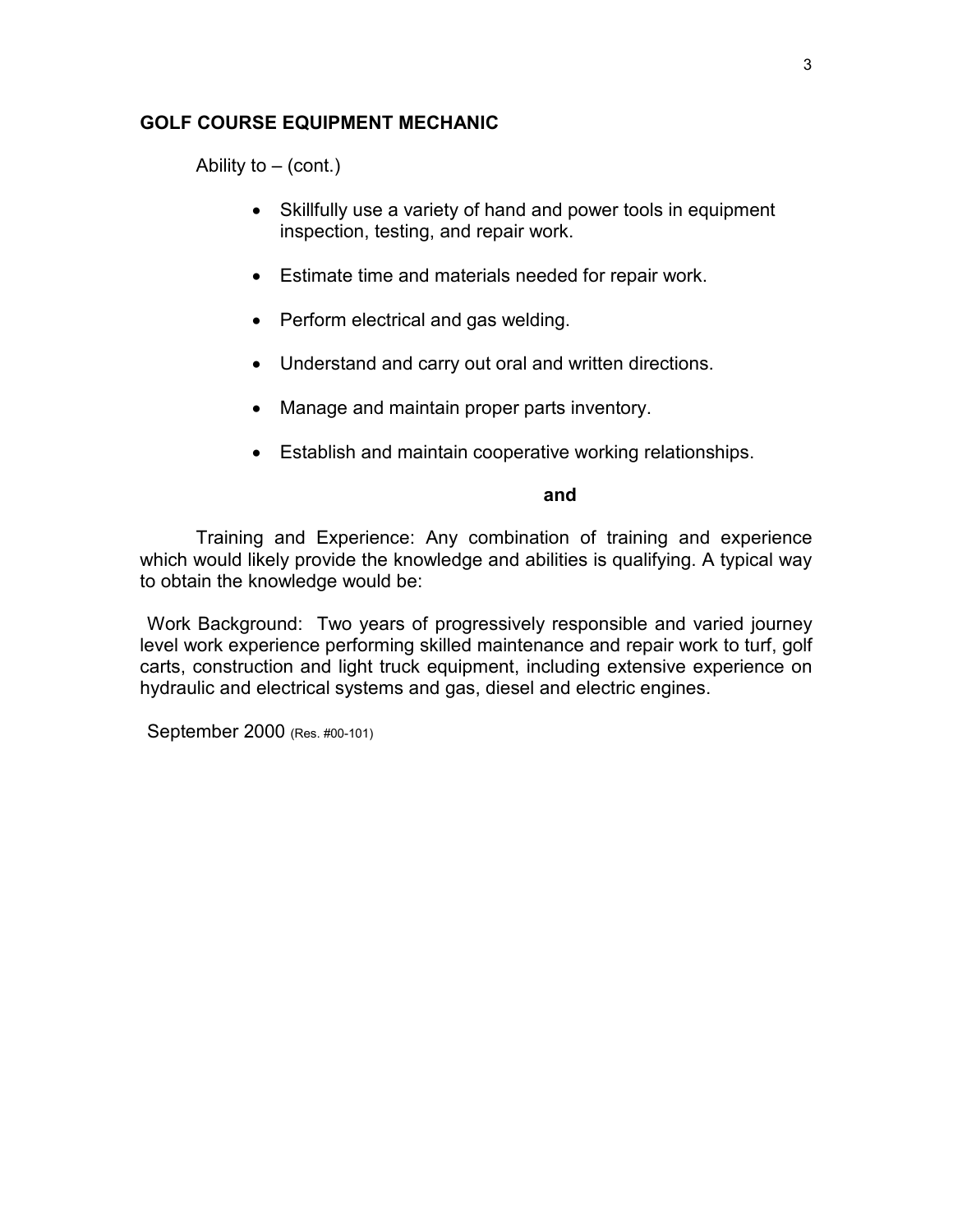**GOLF COURSE EQUIPMENT MECHANIC**

Ability to – (cont.)

- Skillfully use a variety of hand and power tools in equipment inspection, testing, and repair work.
- Estimate time and materials needed for repair work.
- Perform electrical and gas welding.
- Understand and carry out oral and written directions.
- Manage and maintain proper parts inventory.
- Establish and maintain cooperative working relationships.

**and**

Training and Experience: Any combination of training and experience which would likely provide the knowledge and abilities is qualifying. A typical way to obtain the knowledge would be:

Work Background: Two years of progressively responsible and varied journey level work experience performing skilled maintenance and repair work to turf, golf carts, construction and light truck equipment, including extensive experience on hydraulic and electrical systems and gas, diesel and electric engines.

September 2000 (Res. #00-101)